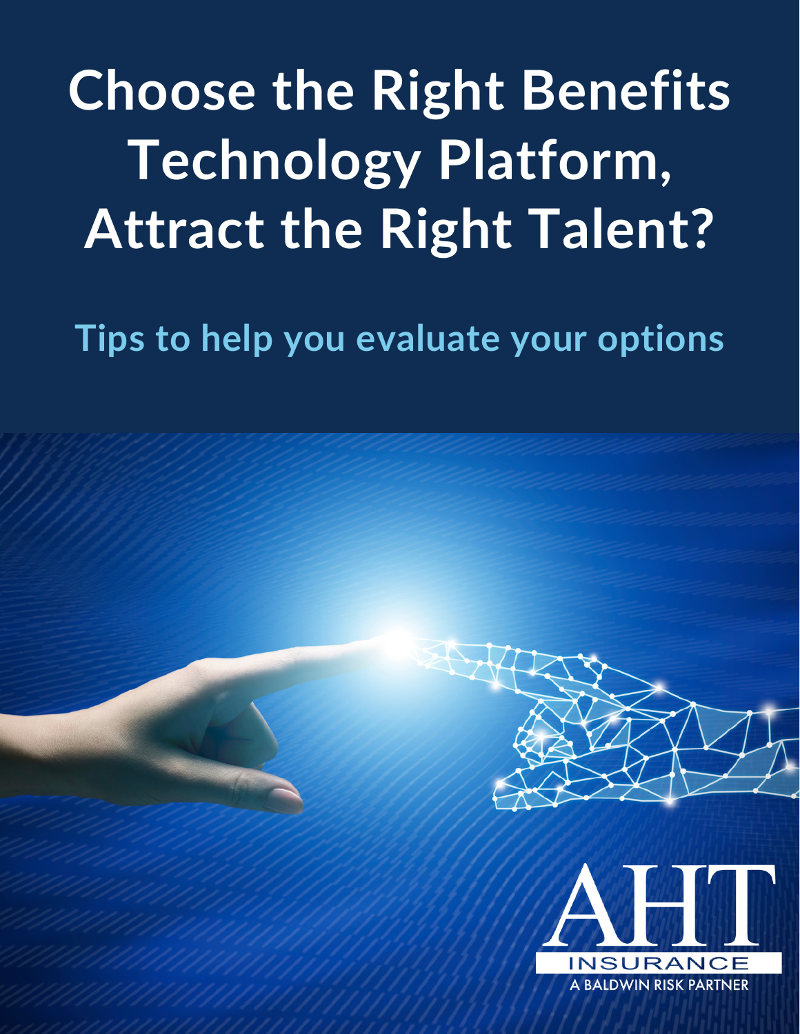# Choose the Right Benefits Technology Platform, Attract the Right Talent?

## Tips to help you evaluate your options

AHT INSURANCE
A BALDWIN RISK PARTNER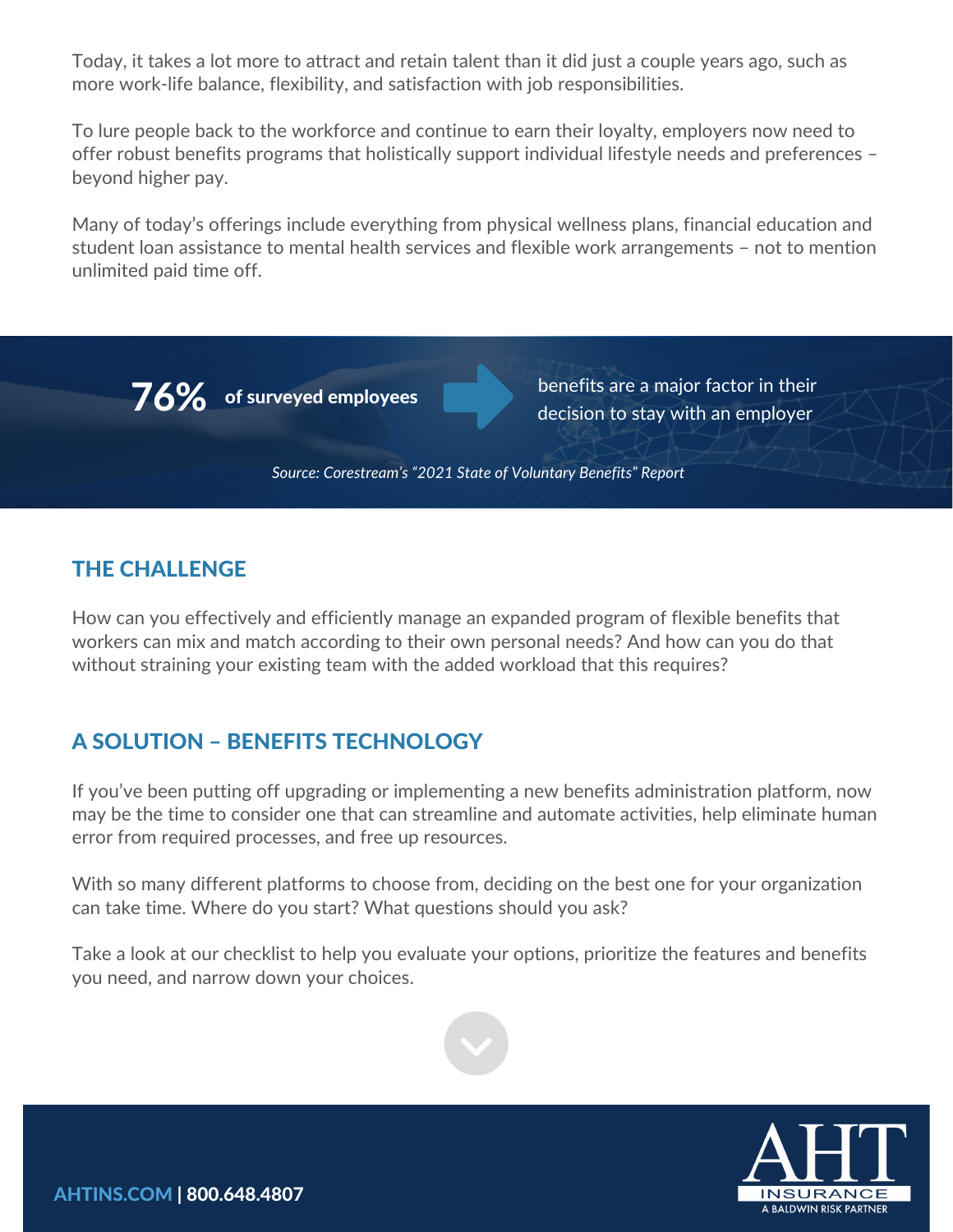Today, it takes a lot more to attract and retain talent than it did just a couple years ago, such as more work-life balance, flexibility, and satisfaction with job responsibilities.

To lure people back to the workforce and continue to earn their loyalty, employers now need to offer robust benefits programs that holistically support individual lifestyle needs and preferences – beyond higher pay.

Many of today's offerings include everything from physical wellness plans, financial education and student loan assistance to mental health services and flexible work arrangements – not to mention unlimited paid time off.

**76%** **of surveyed employees** → benefits are a major factor in their decision to stay with an employer

*Source: Corestream's "2021 State of Voluntary Benefits" Report*

## THE CHALLENGE

How can you effectively and efficiently manage an expanded program of flexible benefits that workers can mix and match according to their own personal needs? And how can you do that without straining your existing team with the added workload that this requires?

## A SOLUTION – BENEFITS TECHNOLOGY

If you've been putting off upgrading or implementing a new benefits administration platform, now may be the time to consider one that can streamline and automate activities, help eliminate human error from required processes, and free up resources.

With so many different platforms to choose from, deciding on the best one for your organization can take time. Where do you start? What questions should you ask?

Take a look at our checklist to help you evaluate your options, prioritize the features and benefits you need, and narrow down your choices.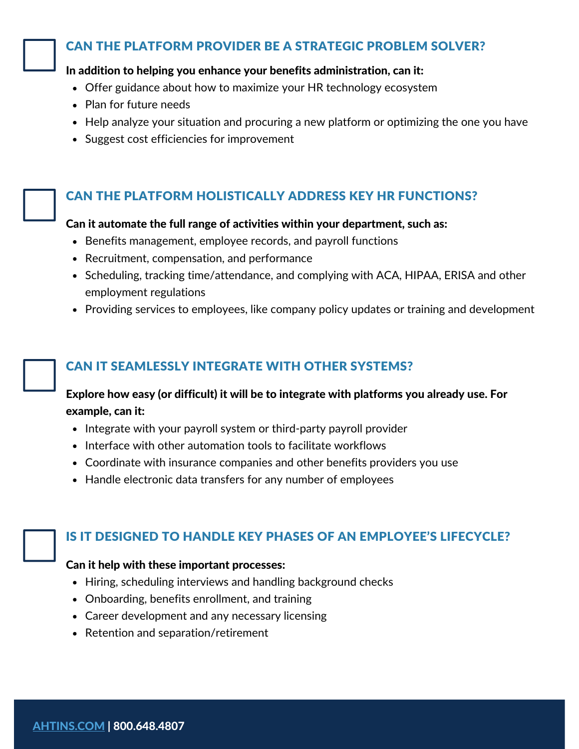## CAN THE PLATFORM PROVIDER BE A STRATEGIC PROBLEM SOLVER?

**In addition to helping you enhance your benefits administration, can it:**

- Offer guidance about how to maximize your HR technology ecosystem
- Plan for future needs
- Help analyze your situation and procuring a new platform or optimizing the one you have
- Suggest cost efficiencies for improvement

## CAN THE PLATFORM HOLISTICALLY ADDRESS KEY HR FUNCTIONS?

**Can it automate the full range of activities within your department, such as:**

- Benefits management, employee records, and payroll functions
- Recruitment, compensation, and performance
- Scheduling, tracking time/attendance, and complying with ACA, HIPAA, ERISA and other employment regulations
- Providing services to employees, like company policy updates or training and development

## CAN IT SEAMLESSLY INTEGRATE WITH OTHER SYSTEMS?

**Explore how easy (or difficult) it will be to integrate with platforms you already use. For example, can it:**

- Integrate with your payroll system or third-party payroll provider
- Interface with other automation tools to facilitate workflows
- Coordinate with insurance companies and other benefits providers you use
- Handle electronic data transfers for any number of employees

## IS IT DESIGNED TO HANDLE KEY PHASES OF AN EMPLOYEE'S LIFECYCLE?

**Can it help with these important processes:**

- Hiring, scheduling interviews and handling background checks
- Onboarding, benefits enrollment, and training
- Career development and any necessary licensing
- Retention and separation/retirement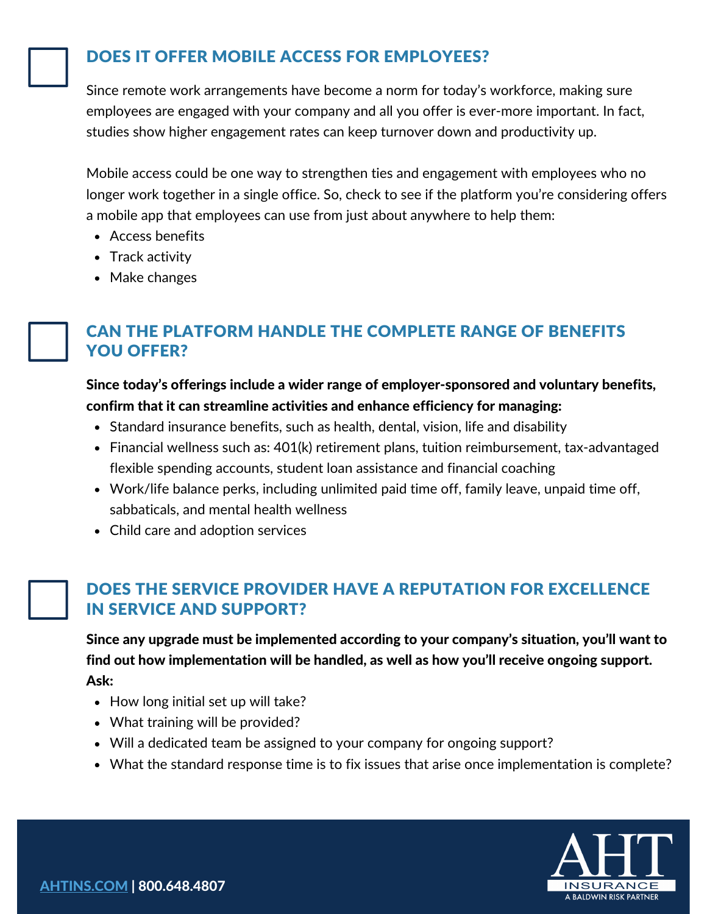## DOES IT OFFER MOBILE ACCESS FOR EMPLOYEES?

Since remote work arrangements have become a norm for today's workforce, making sure employees are engaged with your company and all you offer is ever-more important. In fact, studies show higher engagement rates can keep turnover down and productivity up.

Mobile access could be one way to strengthen ties and engagement with employees who no longer work together in a single office. So, check to see if the platform you're considering offers a mobile app that employees can use from just about anywhere to help them:

- Access benefits
- Track activity
- Make changes

## CAN THE PLATFORM HANDLE THE COMPLETE RANGE OF BENEFITS YOU OFFER?

**Since today's offerings include a wider range of employer-sponsored and voluntary benefits, confirm that it can streamline activities and enhance efficiency for managing:**

- Standard insurance benefits, such as health, dental, vision, life and disability
- Financial wellness such as: 401(k) retirement plans, tuition reimbursement, tax-advantaged flexible spending accounts, student loan assistance and financial coaching
- Work/life balance perks, including unlimited paid time off, family leave, unpaid time off, sabbaticals, and mental health wellness
- Child care and adoption services

## DOES THE SERVICE PROVIDER HAVE A REPUTATION FOR EXCELLENCE IN SERVICE AND SUPPORT?

**Since any upgrade must be implemented according to your company's situation, you'll want to find out how implementation will be handled, as well as how you'll receive ongoing support. Ask:**

- How long initial set up will take?
- What training will be provided?
- Will a dedicated team be assigned to your company for ongoing support?
- What the standard response time is to fix issues that arise once implementation is complete?

AHTINS.COM | 800.648.4807

AHT INSURANCE
A BALDWIN RISK PARTNER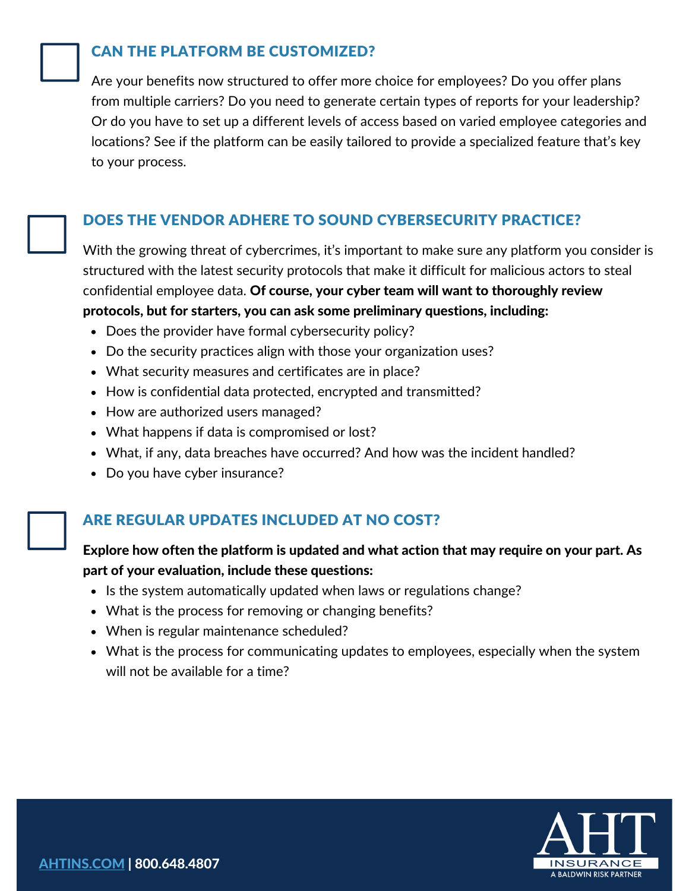## CAN THE PLATFORM BE CUSTOMIZED?

Are your benefits now structured to offer more choice for employees? Do you offer plans from multiple carriers? Do you need to generate certain types of reports for your leadership? Or do you have to set up a different levels of access based on varied employee categories and locations? See if the platform can be easily tailored to provide a specialized feature that's key to your process.

## DOES THE VENDOR ADHERE TO SOUND CYBERSECURITY PRACTICE?

With the growing threat of cybercrimes, it's important to make sure any platform you consider is structured with the latest security protocols that make it difficult for malicious actors to steal confidential employee data. **Of course, your cyber team will want to thoroughly review protocols, but for starters, you can ask some preliminary questions, including:**

- Does the provider have formal cybersecurity policy?
- Do the security practices align with those your organization uses?
- What security measures and certificates are in place?
- How is confidential data protected, encrypted and transmitted?
- How are authorized users managed?
- What happens if data is compromised or lost?
- What, if any, data breaches have occurred? And how was the incident handled?
- Do you have cyber insurance?

## ARE REGULAR UPDATES INCLUDED AT NO COST?

**Explore how often the platform is updated and what action that may require on your part. As part of your evaluation, include these questions:**

- Is the system automatically updated when laws or regulations change?
- What is the process for removing or changing benefits?
- When is regular maintenance scheduled?
- What is the process for communicating updates to employees, especially when the system will not be available for a time?

[AHTINS.COM](https://AHTINS.COM) | 800.648.4807

AHT INSURANCE
A BALDWIN RISK PARTNER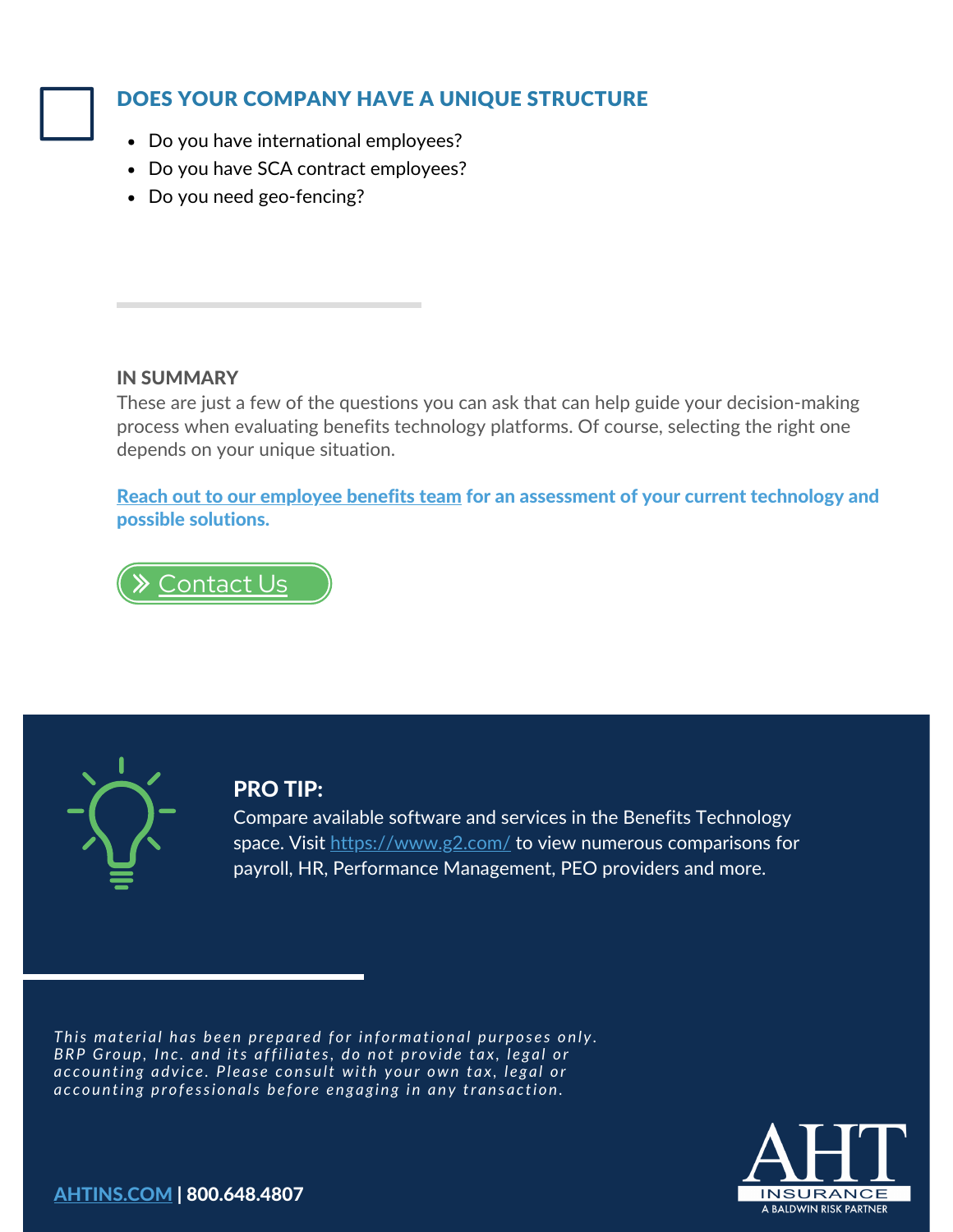## DOES YOUR COMPANY HAVE A UNIQUE STRUCTURE

- Do you have international employees?
- Do you have SCA contract employees?
- Do you need geo-fencing?

### IN SUMMARY

These are just a few of the questions you can ask that can help guide your decision-making process when evaluating benefits technology platforms. Of course, selecting the right one depends on your unique situation.

**Reach out to our employee benefits team for an assessment of your current technology and possible solutions.**

» Contact Us

### PRO TIP:

Compare available software and services in the Benefits Technology space. Visit https://www.g2.com/ to view numerous comparisons for payroll, HR, Performance Management, PEO providers and more.

*This material has been prepared for informational purposes only. BRP Group, Inc. and its affiliates, do not provide tax, legal or accounting advice. Please consult with your own tax, legal or accounting professionals before engaging in any transaction.*

**AHTINS.COM | 800.648.4807**

AHT INSURANCE
A BALDWIN RISK PARTNER